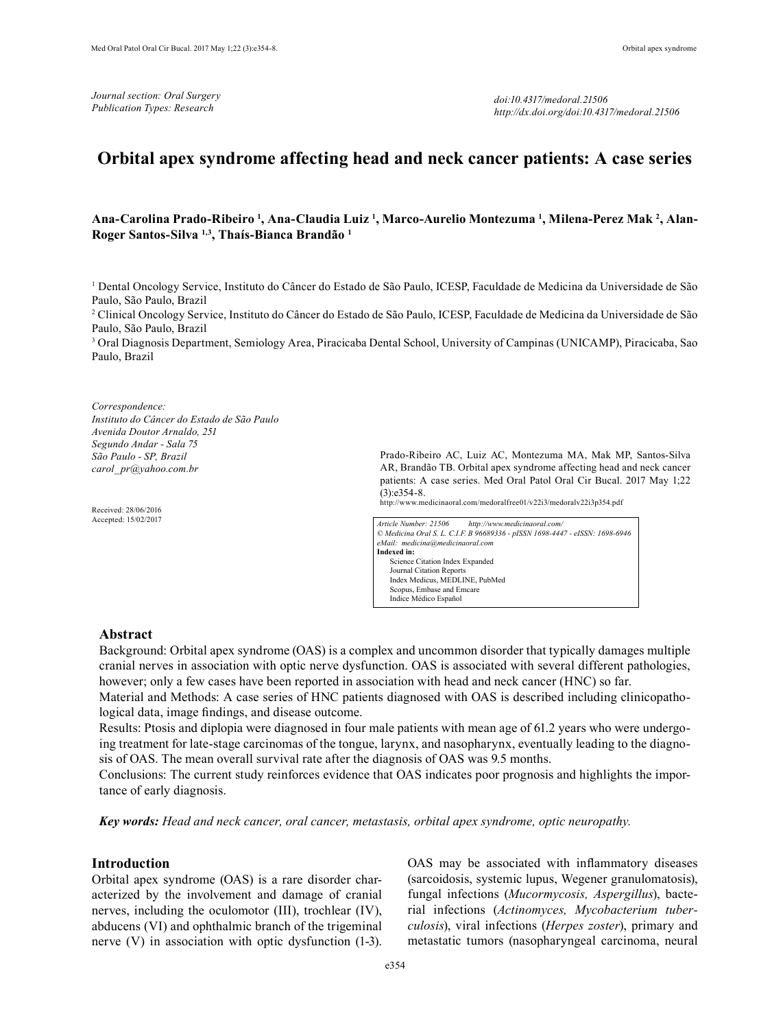Journal section: Oral Surgery
Publication Types: Research

doi:10.4317/medoral.21506
http://dx.doi.org/doi:10.4317/medoral.21506

# Orbital apex syndrome affecting head and neck cancer patients: A case series

**Ana-Carolina Prado-Ribeiro [1], Ana-Claudia Luiz [1], Marco-Aurelio Montezuma [1], Milena-Perez Mak [2], Alan-Roger Santos-Silva [1,3], Thaís-Bianca Brandão [1]**

[1] Dental Oncology Service, Instituto do Câncer do Estado de São Paulo, ICESP, Faculdade de Medicina da Universidade de São Paulo, São Paulo, Brazil
[2] Clinical Oncology Service, Instituto do Câncer do Estado de São Paulo, ICESP, Faculdade de Medicina da Universidade de São Paulo, São Paulo, Brazil
[3] Oral Diagnosis Department, Semiology Area, Piracicaba Dental School, University of Campinas (UNICAMP), Piracicaba, Sao Paulo, Brazil

*Correspondence:*
*Instituto do Câncer do Estado de São Paulo*
*Avenida Doutor Arnaldo, 251*
*Segundo Andar - Sala 75*
*São Paulo - SP, Brazil*
*carol_pr@yahoo.com.br*

Received: 28/06/2016
Accepted: 15/02/2017

Prado-Ribeiro AC, Luiz AC, Montezuma MA, Mak MP, Santos-Silva AR, Brandão TB. Orbital apex syndrome affecting head and neck cancer patients: A case series. Med Oral Patol Oral Cir Bucal. 2017 May 1;22 (3):e354-8.
http://www.medicinaoral.com/medoralfree01/v22i3/medoralv22i3p354.pdf

*Article Number: 21506 http://www.medicinaoral.com/*
*© Medicina Oral S. L. C.I.F. B 96689336 - pISSN 1698-4447 - eISSN: 1698-6946*
*eMail: medicina@medicinaoral.com*
**Indexed in:**
Science Citation Index Expanded
Journal Citation Reports
Index Medicus, MEDLINE, PubMed
Scopus, Embase and Emcare
Indice Médico Español

## Abstract

Background: Orbital apex syndrome (OAS) is a complex and uncommon disorder that typically damages multiple cranial nerves in association with optic nerve dysfunction. OAS is associated with several different pathologies, however; only a few cases have been reported in association with head and neck cancer (HNC) so far.

Material and Methods: A case series of HNC patients diagnosed with OAS is described including clinicopathological data, image findings, and disease outcome.

Results: Ptosis and diplopia were diagnosed in four male patients with mean age of 61.2 years who were undergoing treatment for late-stage carcinomas of the tongue, larynx, and nasopharynx, eventually leading to the diagnosis of OAS. The mean overall survival rate after the diagnosis of OAS was 9.5 months.

Conclusions: The current study reinforces evidence that OAS indicates poor prognosis and highlights the importance of early diagnosis.

***Key words:*** *Head and neck cancer, oral cancer, metastasis, orbital apex syndrome, optic neuropathy.*

## Introduction

Orbital apex syndrome (OAS) is a rare disorder characterized by the involvement and damage of cranial nerves, including the oculomotor (III), trochlear (IV), abducens (VI) and ophthalmic branch of the trigeminal nerve (V) in association with optic dysfunction (1-3). OAS may be associated with inflammatory diseases (sarcoidosis, systemic lupus, Wegener granulomatosis), fungal infections (*Mucormycosis, Aspergillus*), bacterial infections (*Actinomyces, Mycobacterium tuberculosis*), viral infections (*Herpes zoster*), primary and metastatic tumors (nasopharyngeal carcinoma, neural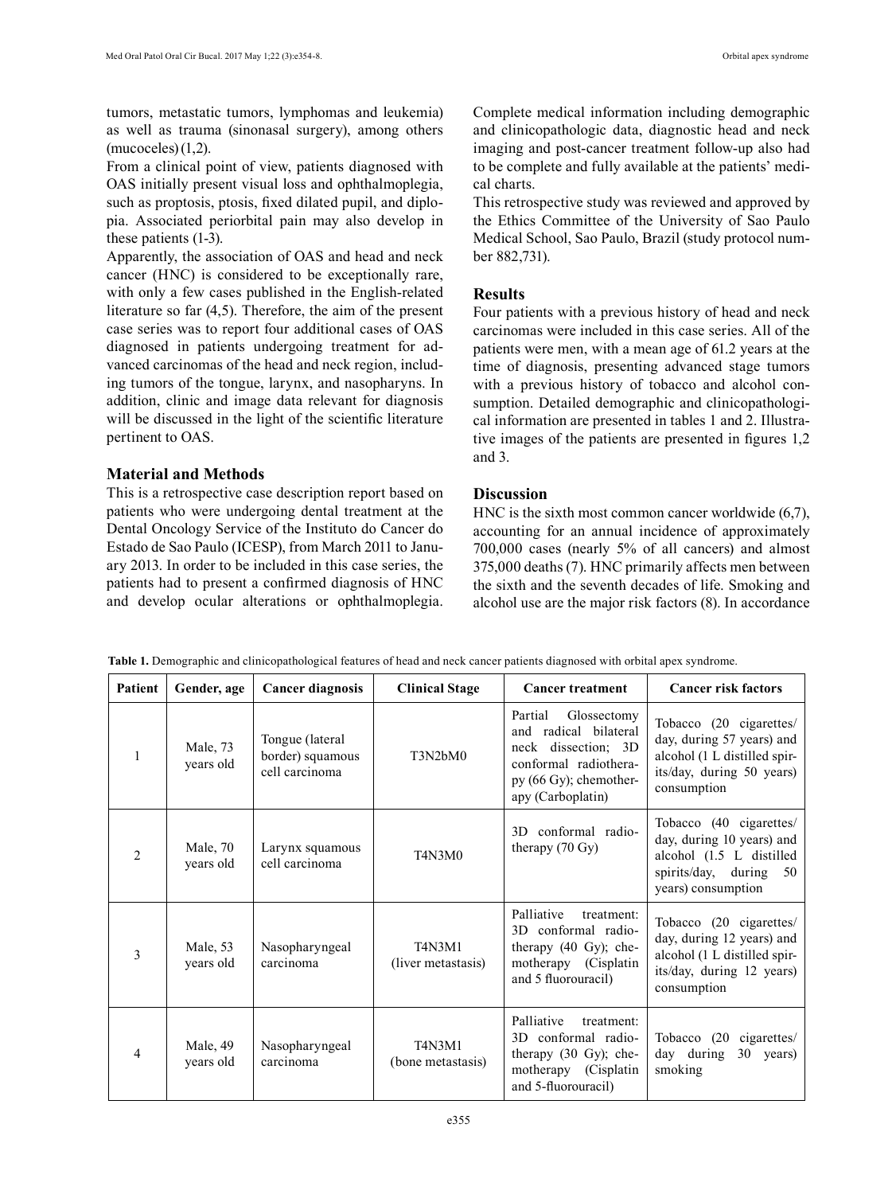tumors, metastatic tumors, lymphomas and leukemia) as well as trauma (sinonasal surgery), among others (mucoceles) (1,2).

From a clinical point of view, patients diagnosed with OAS initially present visual loss and ophthalmoplegia, such as proptosis, ptosis, fixed dilated pupil, and diplopia. Associated periorbital pain may also develop in these patients (1-3).

Apparently, the association of OAS and head and neck cancer (HNC) is considered to be exceptionally rare, with only a few cases published in the English-related literature so far (4,5). Therefore, the aim of the present case series was to report four additional cases of OAS diagnosed in patients undergoing treatment for advanced carcinomas of the head and neck region, including tumors of the tongue, larynx, and nasopharyns. In addition, clinic and image data relevant for diagnosis will be discussed in the light of the scientific literature pertinent to OAS.

## Material and Methods

This is a retrospective case description report based on patients who were undergoing dental treatment at the Dental Oncology Service of the Instituto do Cancer do Estado de Sao Paulo (ICESP), from March 2011 to January 2013. In order to be included in this case series, the patients had to present a confirmed diagnosis of HNC and develop ocular alterations or ophthalmoplegia. Complete medical information including demographic and clinicopathologic data, diagnostic head and neck imaging and post-cancer treatment follow-up also had to be complete and fully available at the patients' medical charts.

This retrospective study was reviewed and approved by the Ethics Committee of the University of Sao Paulo Medical School, Sao Paulo, Brazil (study protocol number 882,731).

## Results

Four patients with a previous history of head and neck carcinomas were included in this case series. All of the patients were men, with a mean age of 61.2 years at the time of diagnosis, presenting advanced stage tumors with a previous history of tobacco and alcohol consumption. Detailed demographic and clinicopathological information are presented in tables 1 and 2. Illustrative images of the patients are presented in figures 1,2 and 3.

## Discussion

HNC is the sixth most common cancer worldwide (6,7), accounting for an annual incidence of approximately 700,000 cases (nearly 5% of all cancers) and almost 375,000 deaths (7). HNC primarily affects men between the sixth and the seventh decades of life. Smoking and alcohol use are the major risk factors (8). In accordance

**Table 1.** Demographic and clinicopathological features of head and neck cancer patients diagnosed with orbital apex syndrome.

| Patient | Gender, age | Cancer diagnosis | Clinical Stage | Cancer treatment | Cancer risk factors |
|---|---|---|---|---|---|
| 1 | Male, 73 years old | Tongue (lateral border) squamous cell carcinoma | T3N2bM0 | Partial Glossectomy and radical bilateral neck dissection; 3D conformal radiotherapy (66 Gy); chemotherapy (Carboplatin) | Tobacco (20 cigarettes/day, during 57 years) and alcohol (1 L distilled spirits/day, during 50 years) consumption |
| 2 | Male, 70 years old | Larynx squamous cell carcinoma | T4N3M0 | 3D conformal radiotherapy (70 Gy) | Tobacco (40 cigarettes/day, during 10 years) and alcohol (1.5 L distilled spirits/day, during 50 years) consumption |
| 3 | Male, 53 years old | Nasopharyngeal carcinoma | T4N3M1 (liver metastasis) | Palliative treatment: 3D conformal radiotherapy (40 Gy); chemotherapy (Cisplatin and 5 fluorouracil) | Tobacco (20 cigarettes/day, during 12 years) and alcohol (1 L distilled spirits/day, during 12 years) consumption |
| 4 | Male, 49 years old | Nasopharyngeal carcinoma | T4N3M1 (bone metastasis) | Palliative treatment: 3D conformal radiotherapy (30 Gy); chemotherapy (Cisplatin and 5-fluorouracil) | Tobacco (20 cigarettes/day during 30 years) smoking |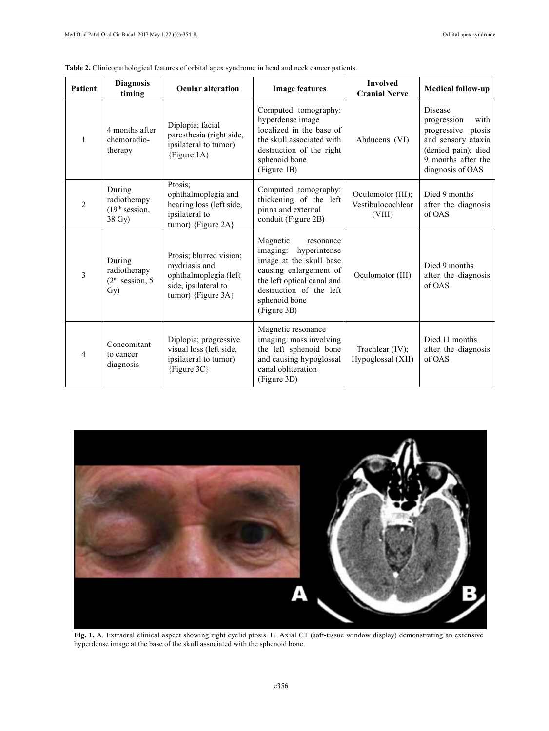**Table 2.** Clinicopathological features of orbital apex syndrome in head and neck cancer patients.

| Patient | Diagnosis timing | Ocular alteration | Image features | Involved Cranial Nerve | Medical follow-up |
|---|---|---|---|---|---|
| 1 | 4 months after chemoradio-therapy | Diplopia; facial paresthesia (right side, ipsilateral to tumor) {Figure 1A} | Computed tomography: hyperdense image localized in the base of the skull associated with destruction of the right sphenoid bone (Figure 1B) | Abducens (VI) | Disease progression with progressive ptosis and sensory ataxia (denied pain); died 9 months after the diagnosis of OAS |
| 2 | During radiotherapy (19th session, 38 Gy) | Ptosis; ophthalmoplegia and hearing loss (left side, ipsilateral to tumor) {Figure 2A} | Computed tomography: thickening of the left pinna and external conduit (Figure 2B) | Oculomotor (III); Vestibulocochlear (VIII) | Died 9 months after the diagnosis of OAS |
| 3 | During radiotherapy (2nd session, 5 Gy) | Ptosis; blurred vision; mydriasis and ophthalmoplegia (left side, ipsilateral to tumor) {Figure 3A} | Magnetic resonance imaging: hyperintense image at the skull base causing enlargement of the left optical canal and destruction of the left sphenoid bone (Figure 3B) | Oculomotor (III) | Died 9 months after the diagnosis of OAS |
| 4 | Concomitant to cancer diagnosis | Diplopia; progressive visual loss (left side, ipsilateral to tumor) {Figure 3C} | Magnetic resonance imaging: mass involving the left sphenoid bone and causing hypoglossal canal obliteration (Figure 3D) | Trochlear (IV); Hypoglossal (XII) | Died 11 months after the diagnosis of OAS |

**Fig. 1.** A. Extraoral clinical aspect showing right eyelid ptosis. B. Axial CT (soft-tissue window display) demonstrating an extensive hyperdense image at the base of the skull associated with the sphenoid bone.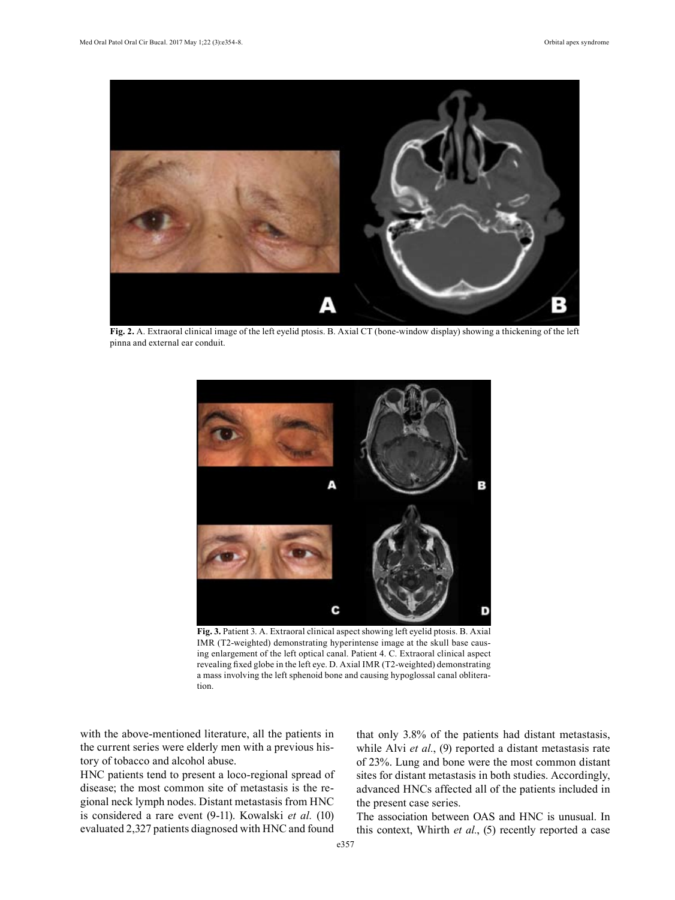**Fig. 2.** A. Extraoral clinical image of the left eyelid ptosis. B. Axial CT (bone-window display) showing a thickening of the left pinna and external ear conduit.

**Fig. 3.** Patient 3. A. Extraoral clinical aspect showing left eyelid ptosis. B. Axial IMR (T2-weighted) demonstrating hyperintense image at the skull base causing enlargement of the left optical canal. Patient 4. C. Extraoral clinical aspect revealing fixed globe in the left eye. D. Axial IMR (T2-weighted) demonstrating a mass involving the left sphenoid bone and causing hypoglossal canal obliteration.

with the above-mentioned literature, all the patients in the current series were elderly men with a previous history of tobacco and alcohol abuse.

HNC patients tend to present a loco-regional spread of disease; the most common site of metastasis is the regional neck lymph nodes. Distant metastasis from HNC is considered a rare event (9-11). Kowalski *et al.* (10) evaluated 2,327 patients diagnosed with HNC and found that only 3.8% of the patients had distant metastasis, while Alvi *et al.*, (9) reported a distant metastasis rate of 23%. Lung and bone were the most common distant sites for distant metastasis in both studies. Accordingly, advanced HNCs affected all of the patients included in the present case series.

The association between OAS and HNC is unusual. In this context, Whirth *et al.*, (5) recently reported a case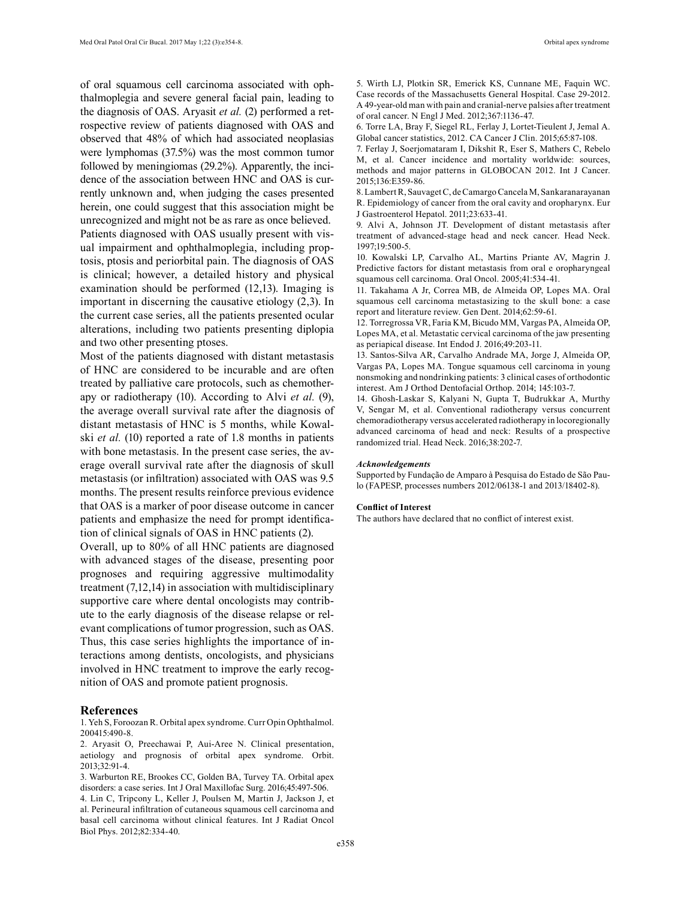of oral squamous cell carcinoma associated with ophthalmoplegia and severe general facial pain, leading to the diagnosis of OAS. Aryasit *et al.* (2) performed a retrospective review of patients diagnosed with OAS and observed that 48% of which had associated neoplasias were lymphomas (37.5%) was the most common tumor followed by meningiomas (29.2%). Apparently, the incidence of the association between HNC and OAS is currently unknown and, when judging the cases presented herein, one could suggest that this association might be unrecognized and might not be as rare as once believed.

Patients diagnosed with OAS usually present with visual impairment and ophthalmoplegia, including proptosis, ptosis and periorbital pain. The diagnosis of OAS is clinical; however, a detailed history and physical examination should be performed (12,13). Imaging is important in discerning the causative etiology (2,3). In the current case series, all the patients presented ocular alterations, including two patients presenting diplopia and two other presenting ptoses.

Most of the patients diagnosed with distant metastasis of HNC are considered to be incurable and are often treated by palliative care protocols, such as chemotherapy or radiotherapy (10). According to Alvi *et al.* (9), the average overall survival rate after the diagnosis of distant metastasis of HNC is 5 months, while Kowalski *et al.* (10) reported a rate of 1.8 months in patients with bone metastasis. In the present case series, the average overall survival rate after the diagnosis of skull metastasis (or infiltration) associated with OAS was 9.5 months. The present results reinforce previous evidence that OAS is a marker of poor disease outcome in cancer patients and emphasize the need for prompt identification of clinical signals of OAS in HNC patients (2).

Overall, up to 80% of all HNC patients are diagnosed with advanced stages of the disease, presenting poor prognoses and requiring aggressive multimodality treatment (7,12,14) in association with multidisciplinary supportive care where dental oncologists may contribute to the early diagnosis of the disease relapse or relevant complications of tumor progression, such as OAS. Thus, this case series highlights the importance of interactions among dentists, oncologists, and physicians involved in HNC treatment to improve the early recognition of OAS and promote patient prognosis.

## References

1. Yeh S, Foroozan R. Orbital apex syndrome. Curr Opin Ophthalmol. 200415:490-8.
2. Aryasit O, Preechawai P, Aui-Aree N. Clinical presentation, aetiology and prognosis of orbital apex syndrome. Orbit. 2013;32:91-4.
3. Warburton RE, Brookes CC, Golden BA, Turvey TA. Orbital apex disorders: a case series. Int J Oral Maxillofac Surg. 2016;45:497-506.
4. Lin C, Tripcony L, Keller J, Poulsen M, Martin J, Jackson J, et al. Perineural infiltration of cutaneous squamous cell carcinoma and basal cell carcinoma without clinical features. Int J Radiat Oncol Biol Phys. 2012;82:334-40.
5. Wirth LJ, Plotkin SR, Emerick KS, Cunnane ME, Faquin WC. Case records of the Massachusetts General Hospital. Case 29-2012. A 49-year-old man with pain and cranial-nerve palsies after treatment of oral cancer. N Engl J Med. 2012;367:1136-47.
6. Torre LA, Bray F, Siegel RL, Ferlay J, Lortet-Tieulent J, Jemal A. Global cancer statistics, 2012. CA Cancer J Clin. 2015;65:87-108.
7. Ferlay J, Soerjomataram I, Dikshit R, Eser S, Mathers C, Rebelo M, et al. Cancer incidence and mortality worldwide: sources, methods and major patterns in GLOBOCAN 2012. Int J Cancer. 2015;136:E359-86.
8. Lambert R, Sauvaget C, de Camargo Cancela M, Sankaranarayanan R. Epidemiology of cancer from the oral cavity and oropharynx. Eur J Gastroenterol Hepatol. 2011;23:633-41.
9. Alvi A, Johnson JT. Development of distant metastasis after treatment of advanced-stage head and neck cancer. Head Neck. 1997;19:500-5.
10. Kowalski LP, Carvalho AL, Martins Priante AV, Magrin J. Predictive factors for distant metastasis from oral e oropharyngeal squamous cell carcinoma. Oral Oncol. 2005;41:534-41.
11. Takahama A Jr, Correa MB, de Almeida OP, Lopes MA. Oral squamous cell carcinoma metastasizing to the skull bone: a case report and literature review. Gen Dent. 2014;62:59-61.
12. Torregrossa VR, Faria KM, Bicudo MM, Vargas PA, Almeida OP, Lopes MA, et al. Metastatic cervical carcinoma of the jaw presenting as periapical disease. Int Endod J. 2016;49:203-11.
13. Santos-Silva AR, Carvalho Andrade MA, Jorge J, Almeida OP, Vargas PA, Lopes MA. Tongue squamous cell carcinoma in young nonsmoking and nondrinking patients: 3 clinical cases of orthodontic interest. Am J Orthod Dentofacial Orthop. 2014; 145:103-7.
14. Ghosh-Laskar S, Kalyani N, Gupta T, Budrukkar A, Murthy V, Sengar M, et al. Conventional radiotherapy versus concurrent chemoradiotherapy versus accelerated radiotherapy in locoregionally advanced carcinoma of head and neck: Results of a prospective randomized trial. Head Neck. 2016;38:202-7.

#### *Acknowledgements*

Supported by Fundação de Amparo à Pesquisa do Estado de São Paulo (FAPESP, processes numbers 2012/06138-1 and 2013/18402-8).

#### **Conflict of Interest**

The authors have declared that no conflict of interest exist.